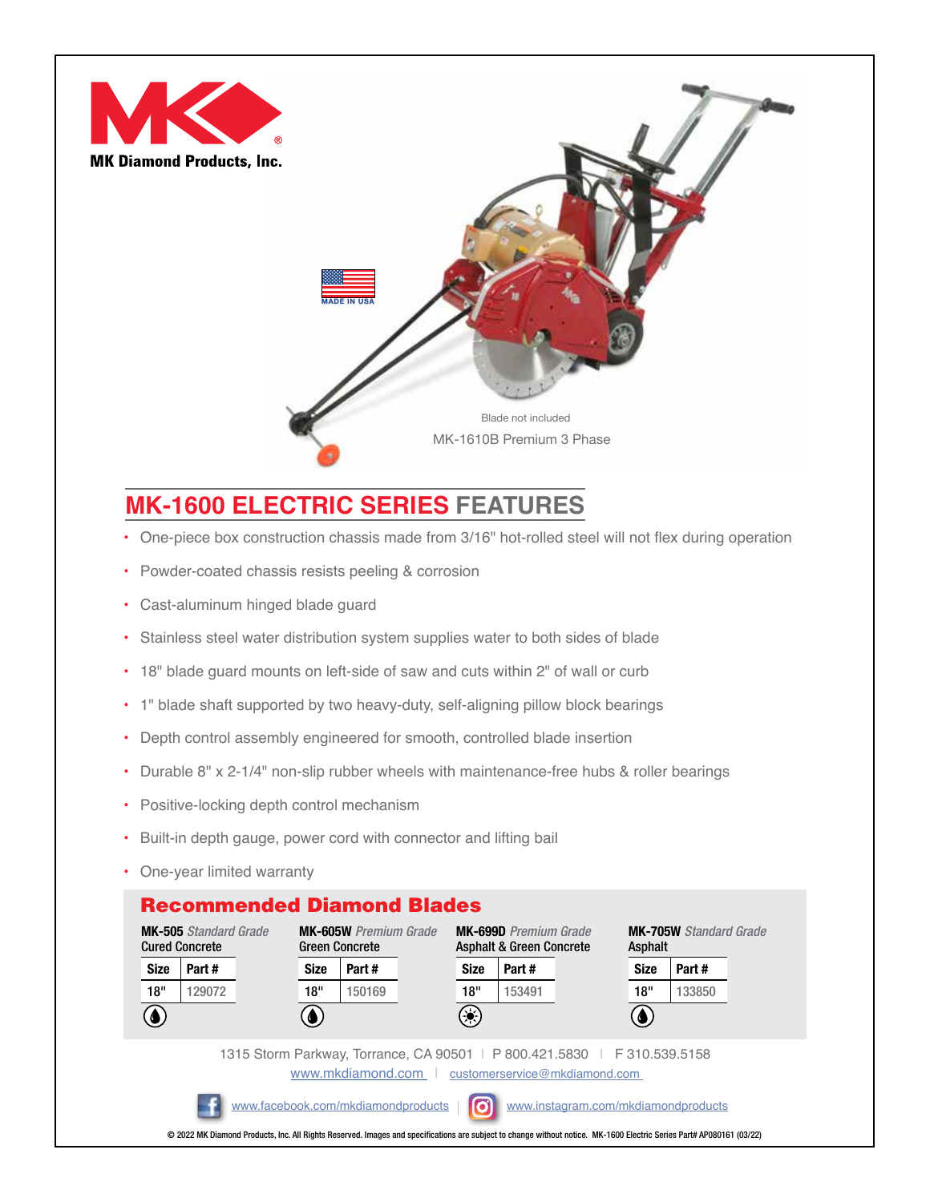MK Diamond Products, Inc.

MADE IN USA

Blade not included

MK-1610B Premium 3 Phase

## MK-1600 ELECTRIC SERIES FEATURES

- One-piece box construction chassis made from 3/16" hot-rolled steel will not flex during operation
- Powder-coated chassis resists peeling & corrosion
- Cast-aluminum hinged blade guard
- Stainless steel water distribution system supplies water to both sides of blade
- 18" blade guard mounts on left-side of saw and cuts within 2" of wall or curb
- 1" blade shaft supported by two heavy-duty, self-aligning pillow block bearings
- Depth control assembly engineered for smooth, controlled blade insertion
- Durable 8" x 2-1/4" non-slip rubber wheels with maintenance-free hubs & roller bearings
- Positive-locking depth control mechanism
- Built-in depth gauge, power cord with connector and lifting bail
- One-year limited warranty

## Recommended Diamond Blades

**MK-505** *Standard Grade*
Cured Concrete

| Size | Part # |
|---|---|
| 18" | 129072 |

**MK-605W** *Premium Grade*
Green Concrete

| Size | Part # |
|---|---|
| 18" | 150169 |

**MK-699D** *Premium Grade*
Asphalt & Green Concrete

| Size | Part # |
|---|---|
| 18" | 153491 |

**MK-705W** *Standard Grade*
Asphalt

| Size | Part # |
|---|---|
| 18" | 133850 |

1315 Storm Parkway, Torrance, CA 90501 | P 800.421.5830 | F 310.539.5158

www.mkdiamond.com | customerservice@mkdiamond.com

www.facebook.com/mkdiamondproducts | www.instagram.com/mkdiamondproducts

© 2022 MK Diamond Products, Inc. All Rights Reserved. Images and specifications are subject to change without notice. MK-1600 Electric Series Part# AP080161 (03/22)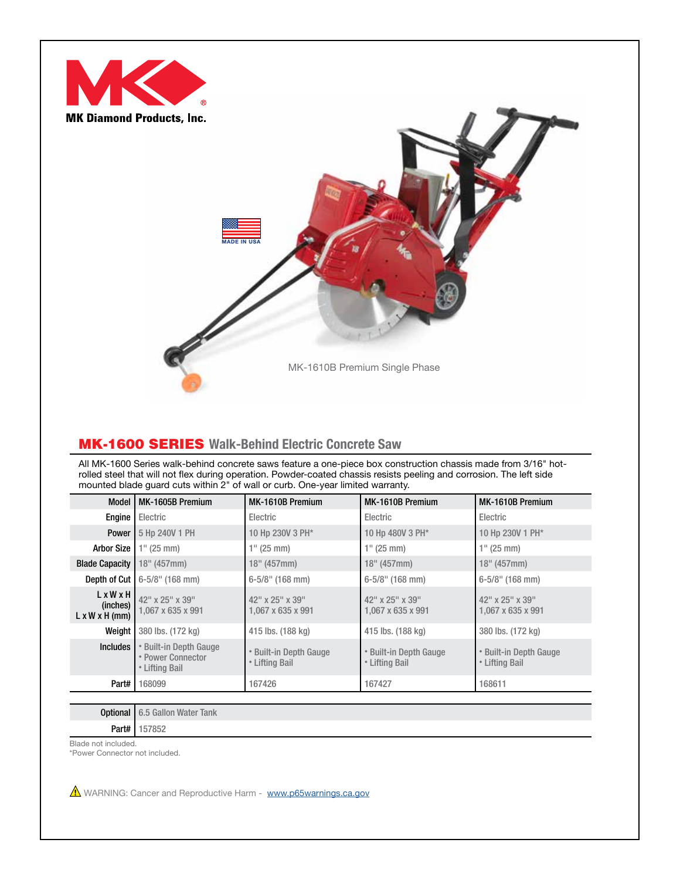MK Diamond Products, Inc.

MADE IN USA

MK-1610B Premium Single Phase

## MK-1600 SERIES Walk-Behind Electric Concrete Saw

All MK-1600 Series walk-behind concrete saws feature a one-piece box construction chassis made from 3/16" hot-rolled steel that will not flex during operation. Powder-coated chassis resists peeling and corrosion. The left side mounted blade guard cuts within 2" of wall or curb. One-year limited warranty.

| Model | MK-1605B Premium | MK-1610B Premium | MK-1610B Premium | MK-1610B Premium |
|---|---|---|---|---|
| Engine | Electric | Electric | Electric | Electric |
| Power | 5 Hp 240V 1 PH | 10 Hp 230V 3 PH* | 10 Hp 480V 3 PH* | 10 Hp 230V 1 PH* |
| Arbor Size | 1" (25 mm) | 1" (25 mm) | 1" (25 mm) | 1" (25 mm) |
| Blade Capacity | 18" (457mm) | 18" (457mm) | 18" (457mm) | 18" (457mm) |
| Depth of Cut | 6-5/8" (168 mm) | 6-5/8" (168 mm) | 6-5/8" (168 mm) | 6-5/8" (168 mm) |
| L x W x H (inches) L x W x H (mm) | 42" x 25" x 39" 1,067 x 635 x 991 | 42" x 25" x 39" 1,067 x 635 x 991 | 42" x 25" x 39" 1,067 x 635 x 991 | 42" x 25" x 39" 1,067 x 635 x 991 |
| Weight | 380 lbs. (172 kg) | 415 lbs. (188 kg) | 415 lbs. (188 kg) | 380 lbs. (172 kg) |
| Includes | • Built-in Depth Gauge • Power Connector • Lifting Bail | • Built-in Depth Gauge • Lifting Bail | • Built-in Depth Gauge • Lifting Bail | • Built-in Depth Gauge • Lifting Bail |
| Part# | 168099 | 167426 | 167427 | 168611 |

| Optional | 6.5 Gallon Water Tank |
|---|---|
| Part# | 157852 |

Blade not included.
*Power Connector not included.

WARNING: Cancer and Reproductive Harm - www.p65warnings.ca.gov